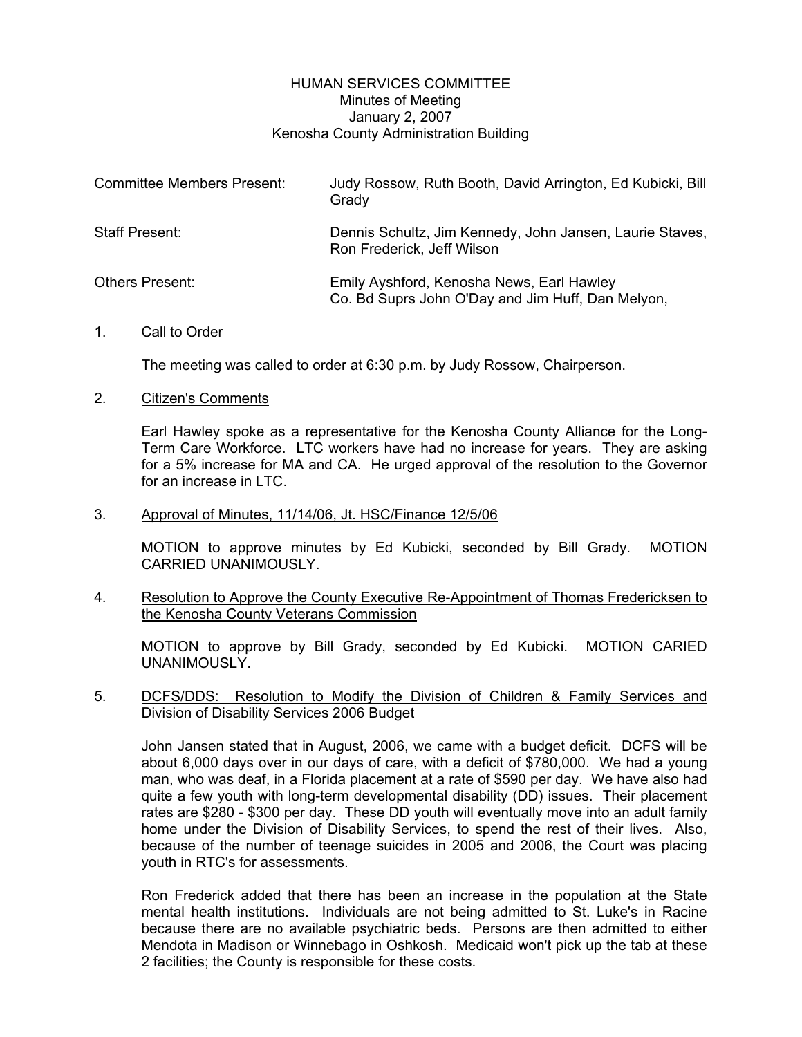# HUMAN SERVICES COMMITTEE

Minutes of Meeting
January 2, 2007
Kenosha County Administration Building

| | |
|---|---|
| Committee Members Present: | Judy Rossow, Ruth Booth, David Arrington, Ed Kubicki, Bill Grady |
| Staff Present: | Dennis Schultz, Jim Kennedy, John Jansen, Laurie Staves, Ron Frederick, Jeff Wilson |
| Others Present: | Emily Ayshford, Kenosha News, Earl Hawley Co. Bd Suprs John O'Day and Jim Huff, Dan Melyon, |

1. Call to Order

   The meeting was called to order at 6:30 p.m. by Judy Rossow, Chairperson.

2. Citizen's Comments

   Earl Hawley spoke as a representative for the Kenosha County Alliance for the Long-Term Care Workforce. LTC workers have had no increase for years. They are asking for a 5% increase for MA and CA. He urged approval of the resolution to the Governor for an increase in LTC.

3. Approval of Minutes, 11/14/06, Jt. HSC/Finance 12/5/06

   MOTION to approve minutes by Ed Kubicki, seconded by Bill Grady. MOTION CARRIED UNANIMOUSLY.

4. Resolution to Approve the County Executive Re-Appointment of Thomas Fredericksen to the Kenosha County Veterans Commission

   MOTION to approve by Bill Grady, seconded by Ed Kubicki. MOTION CARIED UNANIMOUSLY.

5. DCFS/DDS: Resolution to Modify the Division of Children & Family Services and Division of Disability Services 2006 Budget

   John Jansen stated that in August, 2006, we came with a budget deficit. DCFS will be about 6,000 days over in our days of care, with a deficit of $780,000. We had a young man, who was deaf, in a Florida placement at a rate of $590 per day. We have also had quite a few youth with long-term developmental disability (DD) issues. Their placement rates are $280 - $300 per day. These DD youth will eventually move into an adult family home under the Division of Disability Services, to spend the rest of their lives. Also, because of the number of teenage suicides in 2005 and 2006, the Court was placing youth in RTC's for assessments.

   Ron Frederick added that there has been an increase in the population at the State mental health institutions. Individuals are not being admitted to St. Luke's in Racine because there are no available psychiatric beds. Persons are then admitted to either Mendota in Madison or Winnebago in Oshkosh. Medicaid won't pick up the tab at these 2 facilities; the County is responsible for these costs.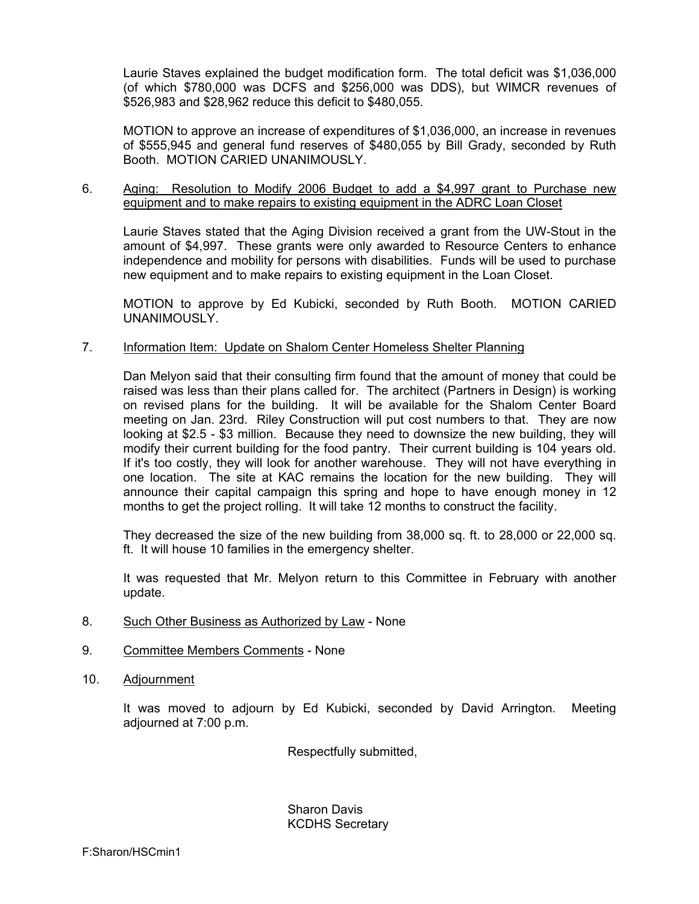Laurie Staves explained the budget modification form. The total deficit was $1,036,000 (of which $780,000 was DCFS and $256,000 was DDS), but WIMCR revenues of $526,983 and $28,962 reduce this deficit to $480,055.

MOTION to approve an increase of expenditures of $1,036,000, an increase in revenues of $555,945 and general fund reserves of $480,055 by Bill Grady, seconded by Ruth Booth. MOTION CARIED UNANIMOUSLY.

6. Aging: Resolution to Modify 2006 Budget to add a $4,997 grant to Purchase new equipment and to make repairs to existing equipment in the ADRC Loan Closet

Laurie Staves stated that the Aging Division received a grant from the UW-Stout in the amount of $4,997. These grants were only awarded to Resource Centers to enhance independence and mobility for persons with disabilities. Funds will be used to purchase new equipment and to make repairs to existing equipment in the Loan Closet.

MOTION to approve by Ed Kubicki, seconded by Ruth Booth. MOTION CARIED UNANIMOUSLY.

7. Information Item: Update on Shalom Center Homeless Shelter Planning

Dan Melyon said that their consulting firm found that the amount of money that could be raised was less than their plans called for. The architect (Partners in Design) is working on revised plans for the building. It will be available for the Shalom Center Board meeting on Jan. 23rd. Riley Construction will put cost numbers to that. They are now looking at $2.5 - $3 million. Because they need to downsize the new building, they will modify their current building for the food pantry. Their current building is 104 years old. If it's too costly, they will look for another warehouse. They will not have everything in one location. The site at KAC remains the location for the new building. They will announce their capital campaign this spring and hope to have enough money in 12 months to get the project rolling. It will take 12 months to construct the facility.

They decreased the size of the new building from 38,000 sq. ft. to 28,000 or 22,000 sq. ft. It will house 10 families in the emergency shelter.

It was requested that Mr. Melyon return to this Committee in February with another update.

8. Such Other Business as Authorized by Law - None

9. Committee Members Comments - None

10. Adjournment

It was moved to adjourn by Ed Kubicki, seconded by David Arrington. Meeting adjourned at 7:00 p.m.

Respectfully submitted,

Sharon Davis
KCDHS Secretary

F:Sharon/HSCmin1